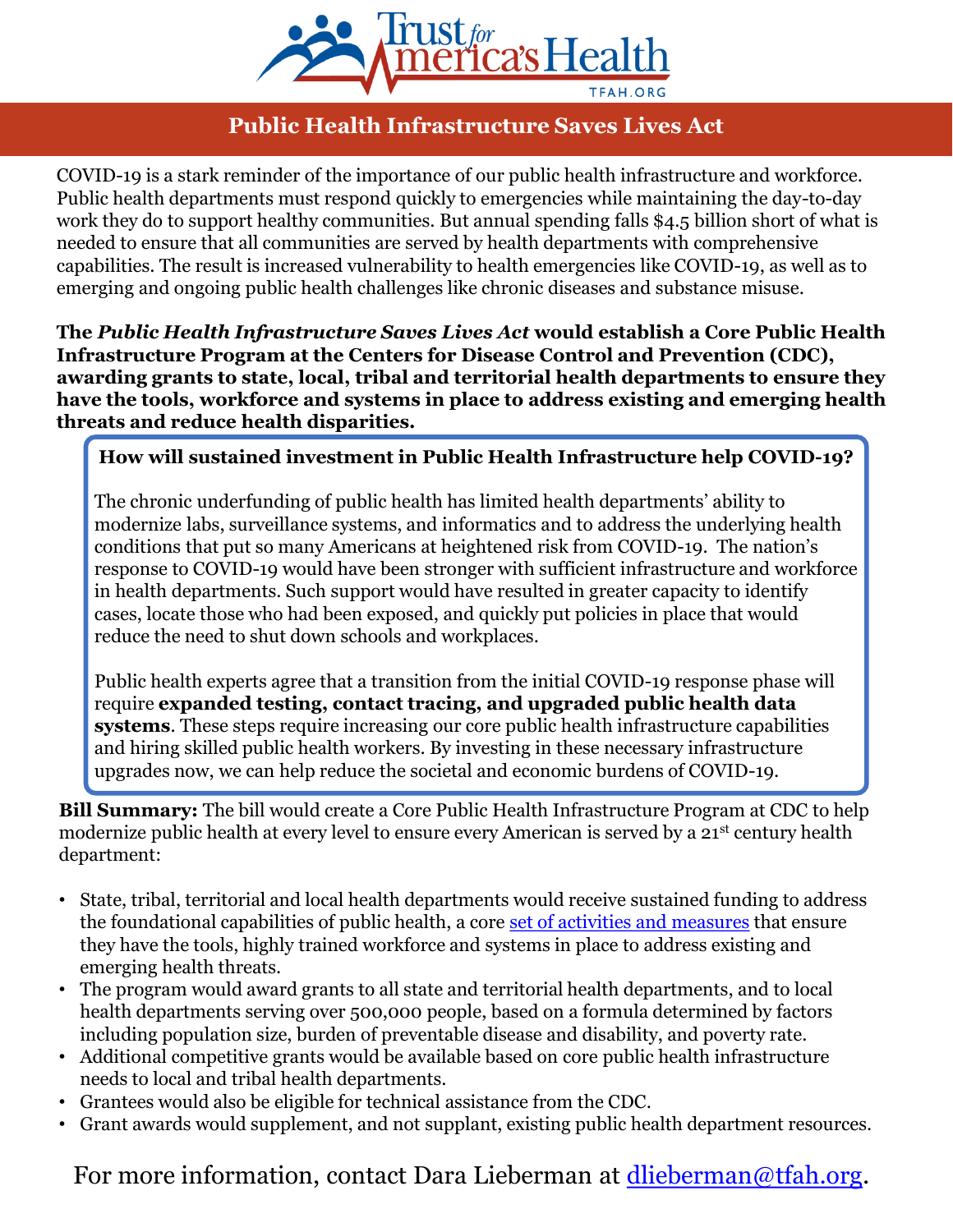# Public Health Infrastructure Saves Lives Act

COVID-19 is a stark reminder of the importance of our public health infrastructure and workforce. Public health departments must respond quickly to emergencies while maintaining the day-to-day work they do to support healthy communities. But annual spending falls $4.5 billion short of what is needed to ensure that all communities are served by health departments with comprehensive capabilities. The result is increased vulnerability to health emergencies like COVID-19, as well as to emerging and ongoing public health challenges like chronic diseases and substance misuse.

**The *Public Health Infrastructure Saves Lives Act* would establish a Core Public Health Infrastructure Program at the Centers for Disease Control and Prevention (CDC), awarding grants to state, local, tribal and territorial health departments to ensure they have the tools, workforce and systems in place to address existing and emerging health threats and reduce health disparities.**

### How will sustained investment in Public Health Infrastructure help COVID-19?

The chronic underfunding of public health has limited health departments' ability to modernize labs, surveillance systems, and informatics and to address the underlying health conditions that put so many Americans at heightened risk from COVID-19. The nation's response to COVID-19 would have been stronger with sufficient infrastructure and workforce in health departments. Such support would have resulted in greater capacity to identify cases, locate those who had been exposed, and quickly put policies in place that would reduce the need to shut down schools and workplaces.

Public health experts agree that a transition from the initial COVID-19 response phase will require **expanded testing, contact tracing, and upgraded public health data systems**. These steps require increasing our core public health infrastructure capabilities and hiring skilled public health workers. By investing in these necessary infrastructure upgrades now, we can help reduce the societal and economic burdens of COVID-19.

**Bill Summary:** The bill would create a Core Public Health Infrastructure Program at CDC to help modernize public health at every level to ensure every American is served by a 21st century health department:

- State, tribal, territorial and local health departments would receive sustained funding to address the foundational capabilities of public health, a core set of activities and measures that ensure they have the tools, highly trained workforce and systems in place to address existing and emerging health threats.
- The program would award grants to all state and territorial health departments, and to local health departments serving over 500,000 people, based on a formula determined by factors including population size, burden of preventable disease and disability, and poverty rate.
- Additional competitive grants would be available based on core public health infrastructure needs to local and tribal health departments.
- Grantees would also be eligible for technical assistance from the CDC.
- Grant awards would supplement, and not supplant, existing public health department resources.

For more information, contact Dara Lieberman at dlieberman@tfah.org.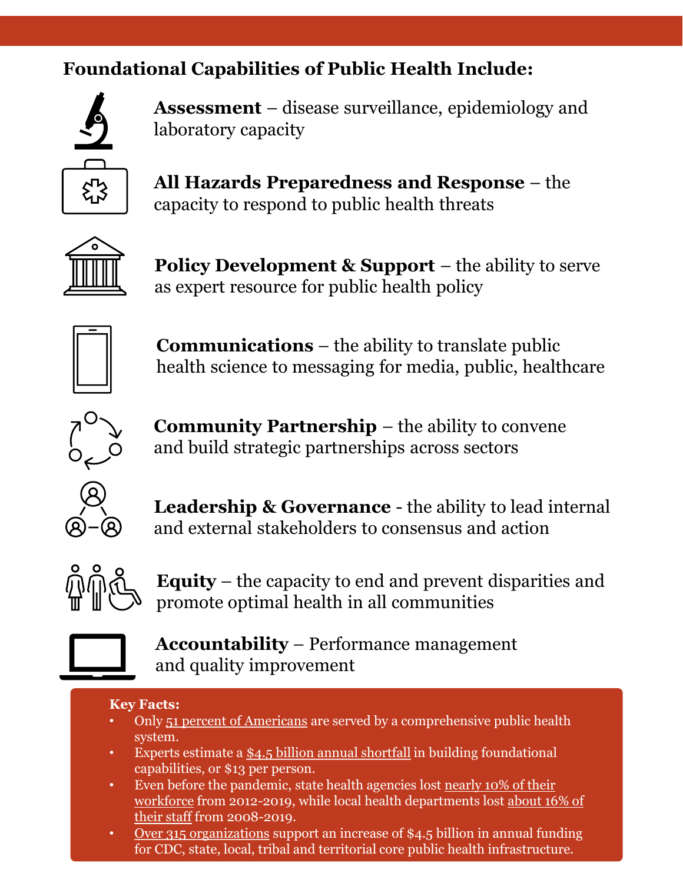## Foundational Capabilities of Public Health Include:

**Assessment** – disease surveillance, epidemiology and laboratory capacity

**All Hazards Preparedness and Response** – the capacity to respond to public health threats

**Policy Development & Support** – the ability to serve as expert resource for public health policy

**Communications** – the ability to translate public health science to messaging for media, public, healthcare

**Community Partnership** – the ability to convene and build strategic partnerships across sectors

**Leadership & Governance** - the ability to lead internal and external stakeholders to consensus and action

**Equity** – the capacity to end and prevent disparities and promote optimal health in all communities

**Accountability** – Performance management and quality improvement

**Key Facts:**

- Only 51 percent of Americans are served by a comprehensive public health system.
- Experts estimate a $4.5 billion annual shortfall in building foundational capabilities, or $13 per person.
- Even before the pandemic, state health agencies lost nearly 10% of their workforce from 2012-2019, while local health departments lost about 16% of their staff from 2008-2019.
- Over 315 organizations support an increase of $4.5 billion in annual funding for CDC, state, local, tribal and territorial core public health infrastructure.